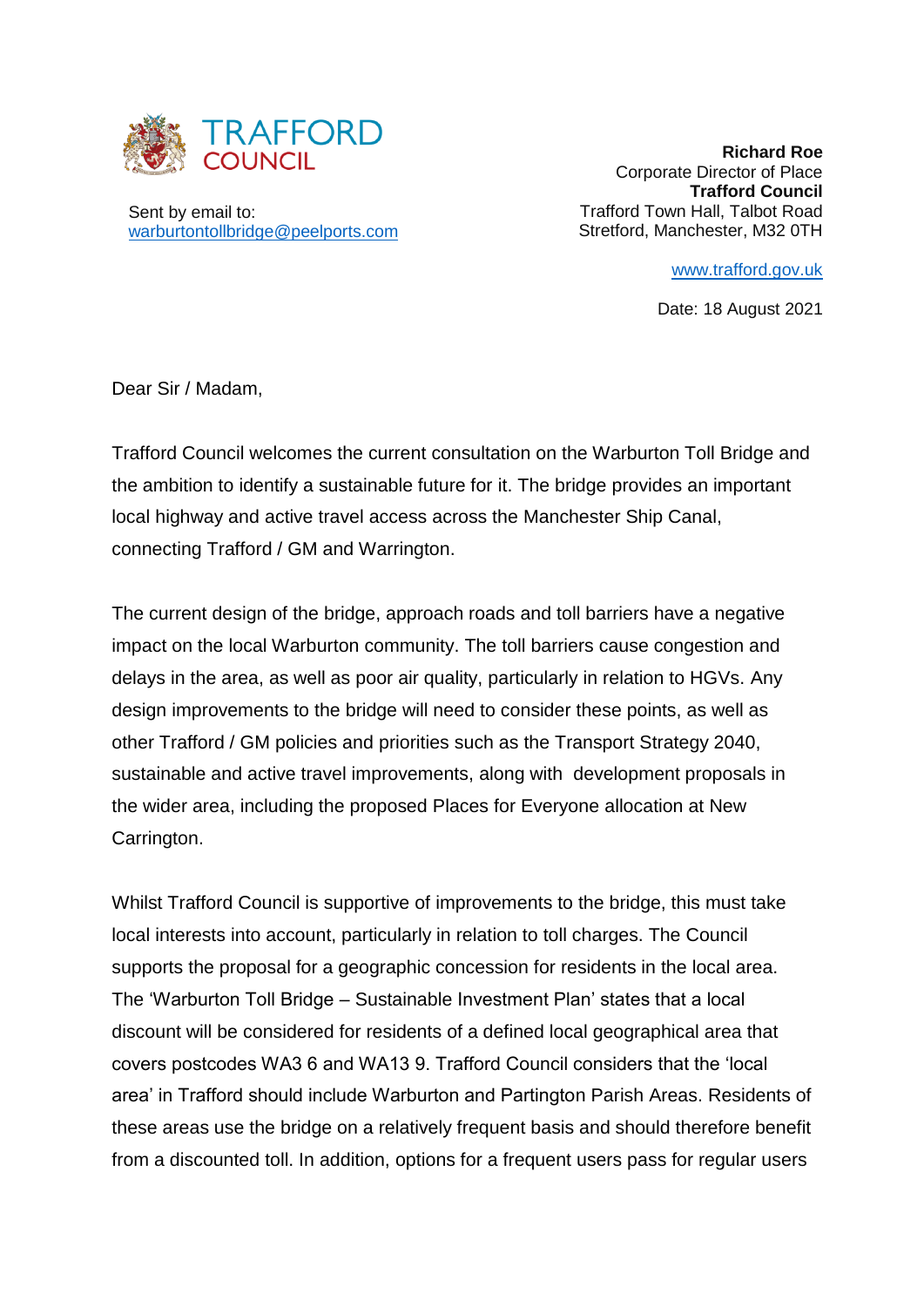TRAFFORD COUNCIL

Sent by email to:
[warburtontollbridge@peelports.com](mailto:warburtontollbridge@peelports.com)

**Richard Roe**
Corporate Director of Place
**Trafford Council**
Trafford Town Hall, Talbot Road
Stretford, Manchester, M32 0TH

[www.trafford.gov.uk](http://www.trafford.gov.uk)

Date: 18 August 2021

Dear Sir / Madam,

Trafford Council welcomes the current consultation on the Warburton Toll Bridge and the ambition to identify a sustainable future for it. The bridge provides an important local highway and active travel access across the Manchester Ship Canal, connecting Trafford / GM and Warrington.

The current design of the bridge, approach roads and toll barriers have a negative impact on the local Warburton community. The toll barriers cause congestion and delays in the area, as well as poor air quality, particularly in relation to HGVs. Any design improvements to the bridge will need to consider these points, as well as other Trafford / GM policies and priorities such as the Transport Strategy 2040, sustainable and active travel improvements, along with development proposals in the wider area, including the proposed Places for Everyone allocation at New Carrington.

Whilst Trafford Council is supportive of improvements to the bridge, this must take local interests into account, particularly in relation to toll charges. The Council supports the proposal for a geographic concession for residents in the local area. The 'Warburton Toll Bridge – Sustainable Investment Plan' states that a local discount will be considered for residents of a defined local geographical area that covers postcodes WA3 6 and WA13 9. Trafford Council considers that the 'local area' in Trafford should include Warburton and Partington Parish Areas. Residents of these areas use the bridge on a relatively frequent basis and should therefore benefit from a discounted toll. In addition, options for a frequent users pass for regular users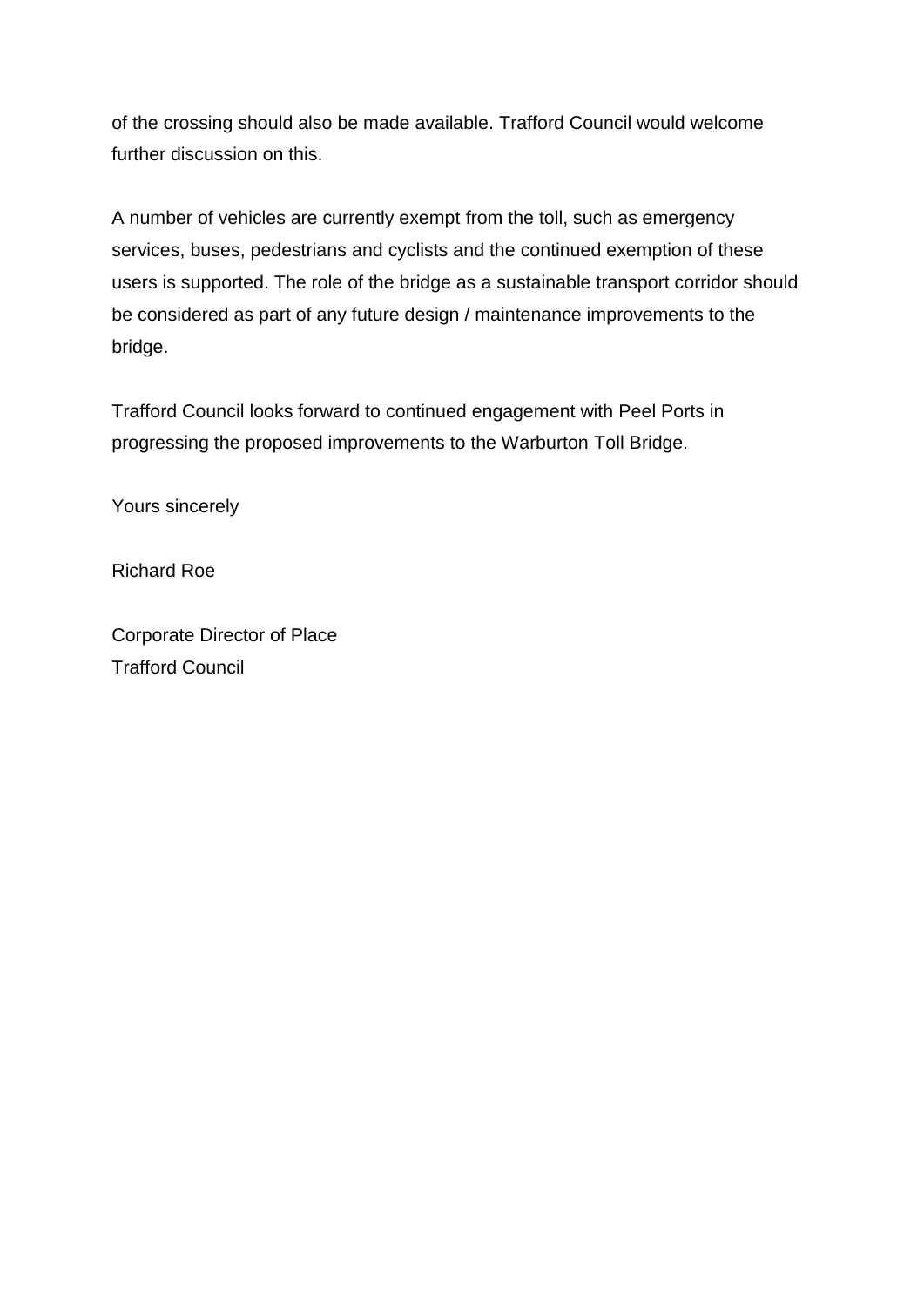of the crossing should also be made available. Trafford Council would welcome further discussion on this.

A number of vehicles are currently exempt from the toll, such as emergency services, buses, pedestrians and cyclists and the continued exemption of these users is supported. The role of the bridge as a sustainable transport corridor should be considered as part of any future design / maintenance improvements to the bridge.

Trafford Council looks forward to continued engagement with Peel Ports in progressing the proposed improvements to the Warburton Toll Bridge.

Yours sincerely

Richard Roe

Corporate Director of Place
Trafford Council